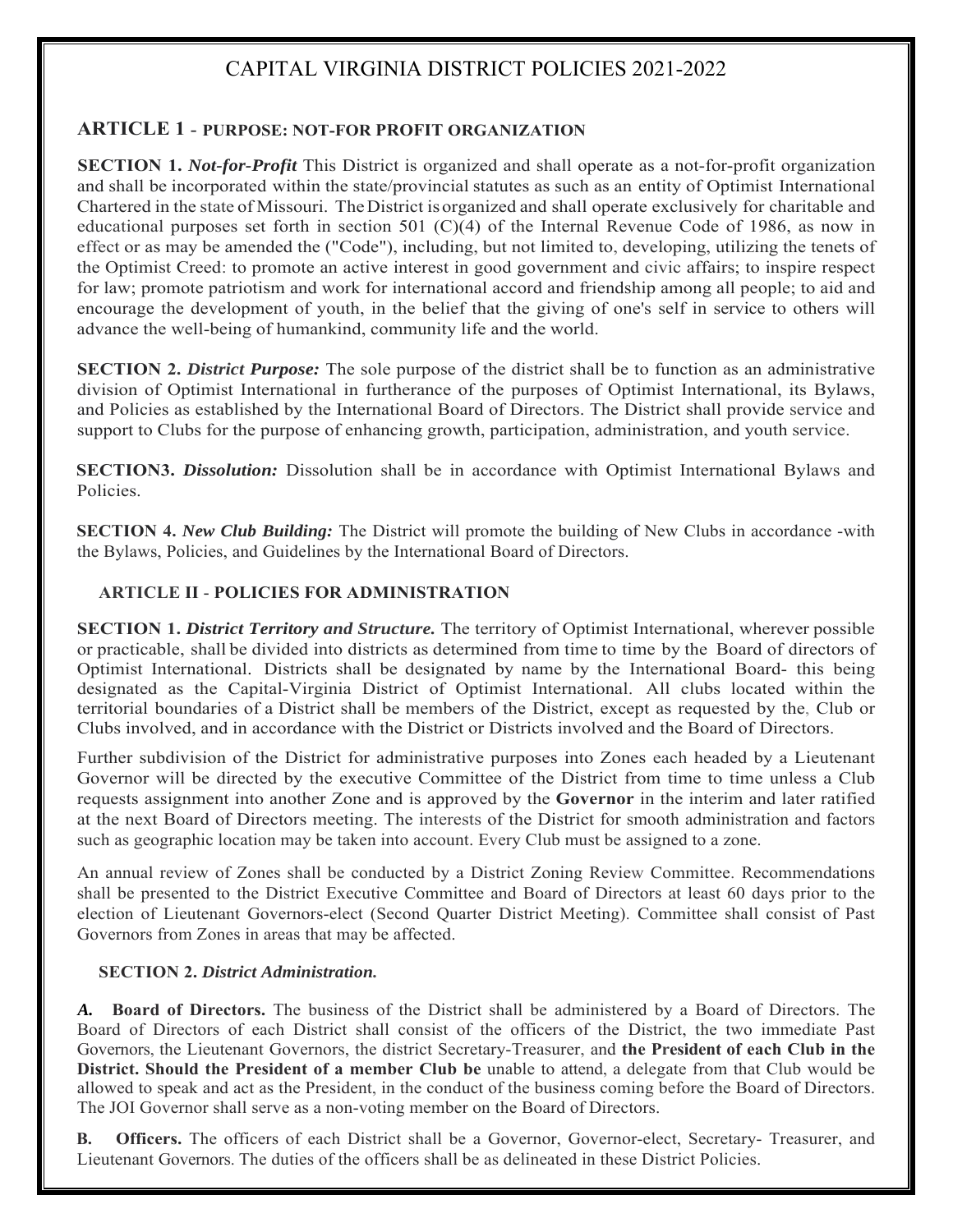# CAPITAL VIRGINIA DISTRICT POLICIES 2021-2022

## ARTICLE 1 - PURPOSE: NOT-FOR PROFIT ORGANIZATION

**SECTION 1.** ***Not-for-Profit*** This District is organized and shall operate as a not-for-profit organization and shall be incorporated within the state/provincial statutes as such as an entity of Optimist International Chartered in the state of Missouri. The District is organized and shall operate exclusively for charitable and educational purposes set forth in section 501 (C)(4) of the Internal Revenue Code of 1986, as now in effect or as may be amended the ("Code"), including, but not limited to, developing, utilizing the tenets of the Optimist Creed: to promote an active interest in good government and civic affairs; to inspire respect for law; promote patriotism and work for international accord and friendship among all people; to aid and encourage the development of youth, in the belief that the giving of one's self in service to others will advance the well-being of humankind, community life and the world.

**SECTION 2.** ***District Purpose:*** The sole purpose of the district shall be to function as an administrative division of Optimist International in furtherance of the purposes of Optimist International, its Bylaws, and Policies as established by the International Board of Directors. The District shall provide service and support to Clubs for the purpose of enhancing growth, participation, administration, and youth service.

**SECTION3.** ***Dissolution:*** Dissolution shall be in accordance with Optimist International Bylaws and Policies.

**SECTION 4.** ***New Club Building:*** The District will promote the building of New Clubs in accordance -with the Bylaws, Policies, and Guidelines by the International Board of Directors.

## ARTICLE II - POLICIES FOR ADMINISTRATION

**SECTION 1.** ***District Territory and Structure.*** The territory of Optimist International, wherever possible or practicable, shall be divided into districts as determined from time to time by the Board of directors of Optimist International. Districts shall be designated by name by the International Board- this being designated as the Capital-Virginia District of Optimist International. All clubs located within the territorial boundaries of a District shall be members of the District, except as requested by the, Club or Clubs involved, and in accordance with the District or Districts involved and the Board of Directors.

Further subdivision of the District for administrative purposes into Zones each headed by a Lieutenant Governor will be directed by the executive Committee of the District from time to time unless a Club requests assignment into another Zone and is approved by the **Governor** in the interim and later ratified at the next Board of Directors meeting. The interests of the District for smooth administration and factors such as geographic location may be taken into account. Every Club must be assigned to a zone.

An annual review of Zones shall be conducted by a District Zoning Review Committee. Recommendations shall be presented to the District Executive Committee and Board of Directors at least 60 days prior to the election of Lieutenant Governors-elect (Second Quarter District Meeting). Committee shall consist of Past Governors from Zones in areas that may be affected.

**SECTION 2.** ***District Administration.***

***A.*** **Board of Directors.** The business of the District shall be administered by a Board of Directors. The Board of Directors of each District shall consist of the officers of the District, the two immediate Past Governors, the Lieutenant Governors, the district Secretary-Treasurer, and **the President of each Club in the District. Should the President of a member Club be** unable to attend, a delegate from that Club would be allowed to speak and act as the President, in the conduct of the business coming before the Board of Directors. The JOI Governor shall serve as a non-voting member on the Board of Directors.

**B. Officers.** The officers of each District shall be a Governor, Governor-elect, Secretary- Treasurer, and Lieutenant Governors. The duties of the officers shall be as delineated in these District Policies.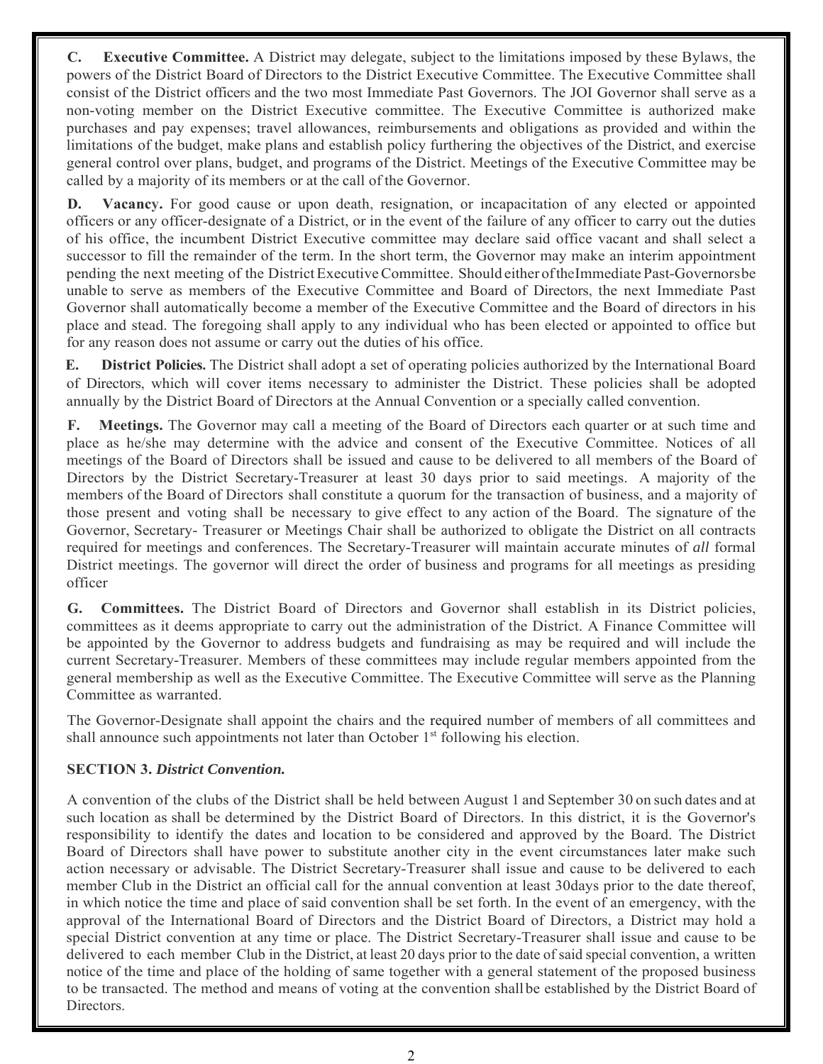**C. Executive Committee.** A District may delegate, subject to the limitations imposed by these Bylaws, the powers of the District Board of Directors to the District Executive Committee. The Executive Committee shall consist of the District officers and the two most Immediate Past Governors. The JOI Governor shall serve as a non-voting member on the District Executive committee. The Executive Committee is authorized make purchases and pay expenses; travel allowances, reimbursements and obligations as provided and within the limitations of the budget, make plans and establish policy furthering the objectives of the District, and exercise general control over plans, budget, and programs of the District. Meetings of the Executive Committee may be called by a majority of its members or at the call of the Governor.

**D. Vacancy.** For good cause or upon death, resignation, or incapacitation of any elected or appointed officers or any officer-designate of a District, or in the event of the failure of any officer to carry out the duties of his office, the incumbent District Executive committee may declare said office vacant and shall select a successor to fill the remainder of the term. In the short term, the Governor may make an interim appointment pending the next meeting of the District Executive Committee. Should either of the Immediate Past-Governors be unable to serve as members of the Executive Committee and Board of Directors, the next Immediate Past Governor shall automatically become a member of the Executive Committee and the Board of directors in his place and stead. The foregoing shall apply to any individual who has been elected or appointed to office but for any reason does not assume or carry out the duties of his office.

**E. District Policies.** The District shall adopt a set of operating policies authorized by the International Board of Directors, which will cover items necessary to administer the District. These policies shall be adopted annually by the District Board of Directors at the Annual Convention or a specially called convention.

**F. Meetings.** The Governor may call a meeting of the Board of Directors each quarter or at such time and place as he/she may determine with the advice and consent of the Executive Committee. Notices of all meetings of the Board of Directors shall be issued and cause to be delivered to all members of the Board of Directors by the District Secretary-Treasurer at least 30 days prior to said meetings. A majority of the members of the Board of Directors shall constitute a quorum for the transaction of business, and a majority of those present and voting shall be necessary to give effect to any action of the Board. The signature of the Governor, Secretary- Treasurer or Meetings Chair shall be authorized to obligate the District on all contracts required for meetings and conferences. The Secretary-Treasurer will maintain accurate minutes of *all* formal District meetings. The governor will direct the order of business and programs for all meetings as presiding officer

**G. Committees.** The District Board of Directors and Governor shall establish in its District policies, committees as it deems appropriate to carry out the administration of the District. A Finance Committee will be appointed by the Governor to address budgets and fundraising as may be required and will include the current Secretary-Treasurer. Members of these committees may include regular members appointed from the general membership as well as the Executive Committee. The Executive Committee will serve as the Planning Committee as warranted.

The Governor-Designate shall appoint the chairs and the required number of members of all committees and shall announce such appointments not later than October 1st following his election.

**SECTION 3.** ***District Convention.***

A convention of the clubs of the District shall be held between August 1 and September 30 on such dates and at such location as shall be determined by the District Board of Directors. In this district, it is the Governor's responsibility to identify the dates and location to be considered and approved by the Board. The District Board of Directors shall have power to substitute another city in the event circumstances later make such action necessary or advisable. The District Secretary-Treasurer shall issue and cause to be delivered to each member Club in the District an official call for the annual convention at least 30days prior to the date thereof, in which notice the time and place of said convention shall be set forth. In the event of an emergency, with the approval of the International Board of Directors and the District Board of Directors, a District may hold a special District convention at any time or place. The District Secretary-Treasurer shall issue and cause to be delivered to each member Club in the District, at least 20 days prior to the date of said special convention, a written notice of the time and place of the holding of same together with a general statement of the proposed business to be transacted. The method and means of voting at the convention shall be established by the District Board of Directors.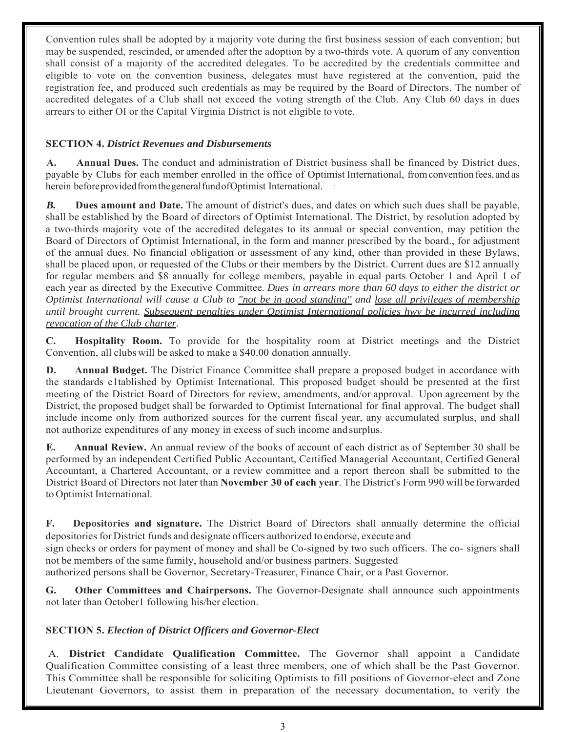Convention rules shall be adopted by a majority vote during the first business session of each convention; but may be suspended, rescinded, or amended after the adoption by a two-thirds vote. A quorum of any convention shall consist of a majority of the accredited delegates. To be accredited by the credentials committee and eligible to vote on the convention business, delegates must have registered at the convention, paid the registration fee, and produced such credentials as may be required by the Board of Directors. The number of accredited delegates of a Club shall not exceed the voting strength of the Club. Any Club 60 days in dues arrears to either OI or the Capital Virginia District is not eligible to vote.

### SECTION 4. *District Revenues and Disbursements*

**A. Annual Dues.** The conduct and administration of District business shall be financed by District dues, payable by Clubs for each member enrolled in the office of Optimist International, from convention fees, and as herein before provided from the general fund of Optimist International.

***B.*** **Dues amount and Date.** The amount of district's dues, and dates on which such dues shall be payable, shall be established by the Board of directors of Optimist International. The District, by resolution adopted by a two-thirds majority vote of the accredited delegates to its annual or special convention, may petition the Board of Directors of Optimist International, in the form and manner prescribed by the board., for adjustment of the annual dues. No financial obligation or assessment of any kind, other than provided in these Bylaws, shall be placed upon, or requested of the Clubs or their members by the District. Current dues are $12 annually for regular members and $8 annually for college members, payable in equal parts October 1 and April 1 of each year as directed by the Executive Committee. *Dues in arrears more than 60 days to either the district or Optimist International will cause a Club to "not be in good standing" and lose all privileges of membership until brought current. Subsequent penalties under Optimist International policies hwy be incurred including revocation of the Club charter.*

**C. Hospitality Room.** To provide for the hospitality room at District meetings and the District Convention, all clubs will be asked to make a $40.00 donation annually.

**D. Annual Budget.** The District Finance Committee shall prepare a proposed budget in accordance with the standards e1tablished by Optimist International. This proposed budget should be presented at the first meeting of the District Board of Directors for review, amendments, and/or approval. Upon agreement by the District, the proposed budget shall be forwarded to Optimist International for final approval. The budget shall include income only from authorized sources for the current fiscal year, any accumulated surplus, and shall not authorize expenditures of any money in excess of such income and surplus.

**E. Annual Review.** An annual review of the books of account of each district as of September 30 shall be performed by an independent Certified Public Accountant, Certified Managerial Accountant, Certified General Accountant, a Chartered Accountant, or a review committee and a report thereon shall be submitted to the District Board of Directors not later than **November 30 of each year**. The District's Form 990 will be forwarded to Optimist International.

**F. Depositories and signature.** The District Board of Directors shall annually determine the official depositories for District funds and designate officers authorized to endorse, execute and sign checks or orders for payment of money and shall be Co-signed by two such officers. The co- signers shall not be members of the same family, household and/or business partners. Suggested authorized persons shall be Governor, Secretary-Treasurer, Finance Chair, or a Past Governor.

**G. Other Committees and Chairpersons.** The Governor-Designate shall announce such appointments not later than October1 following his/her election.

### SECTION 5. *Election of District Officers and Governor-Elect*

A. **District Candidate Qualification Committee.** The Governor shall appoint a Candidate Qualification Committee consisting of a least three members, one of which shall be the Past Governor. This Committee shall be responsible for soliciting Optimists to fill positions of Governor-elect and Zone Lieutenant Governors, to assist them in preparation of the necessary documentation, to verify the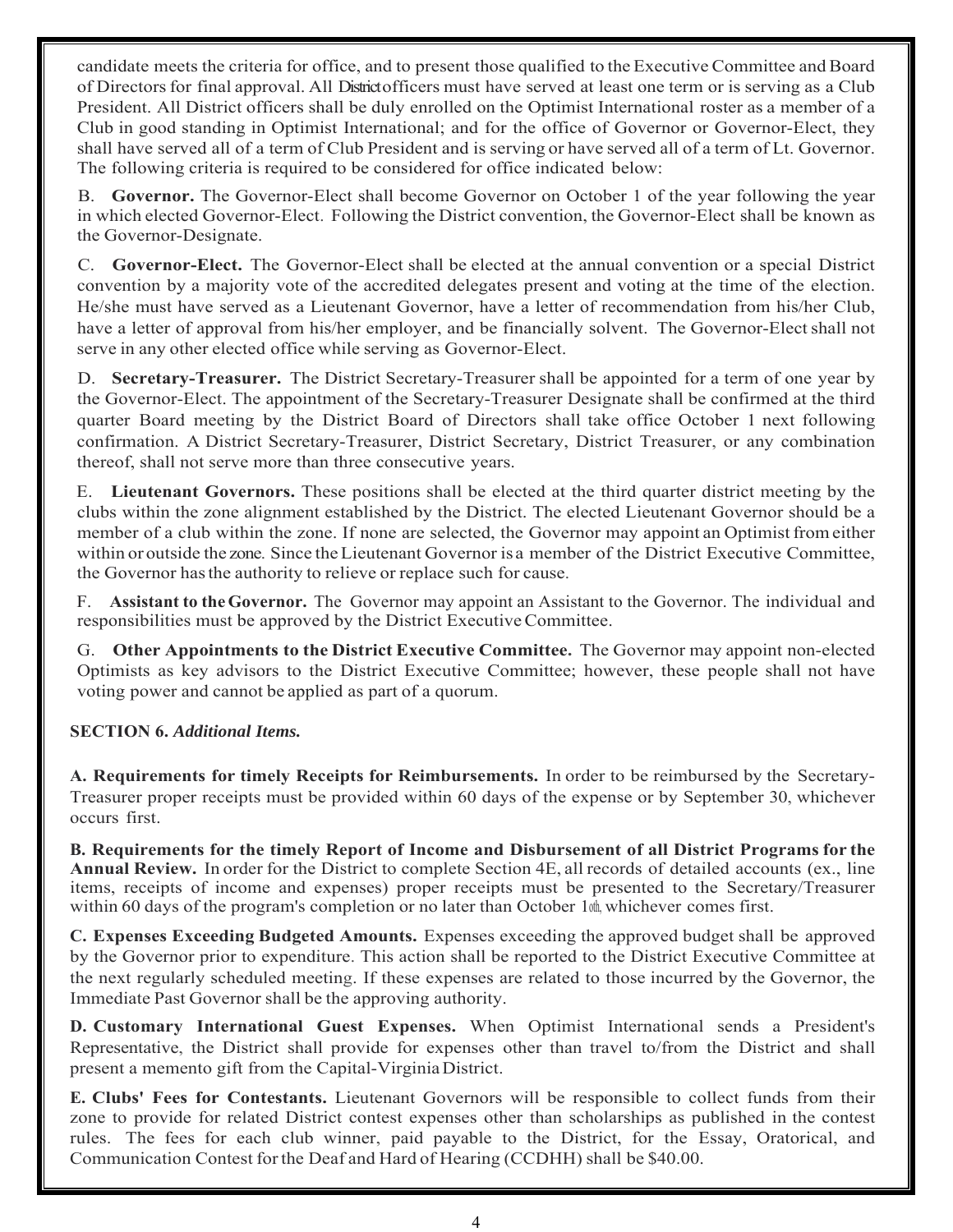candidate meets the criteria for office, and to present those qualified to the Executive Committee and Board of Directors for final approval. All District officers must have served at least one term or is serving as a Club President. All District officers shall be duly enrolled on the Optimist International roster as a member of a Club in good standing in Optimist International; and for the office of Governor or Governor-Elect, they shall have served all of a term of Club President and is serving or have served all of a term of Lt. Governor. The following criteria is required to be considered for office indicated below:

B. **Governor.** The Governor-Elect shall become Governor on October 1 of the year following the year in which elected Governor-Elect. Following the District convention, the Governor-Elect shall be known as the Governor-Designate.

C. **Governor-Elect.** The Governor-Elect shall be elected at the annual convention or a special District convention by a majority vote of the accredited delegates present and voting at the time of the election. He/she must have served as a Lieutenant Governor, have a letter of recommendation from his/her Club, have a letter of approval from his/her employer, and be financially solvent. The Governor-Elect shall not serve in any other elected office while serving as Governor-Elect.

D. **Secretary-Treasurer.** The District Secretary-Treasurer shall be appointed for a term of one year by the Governor-Elect. The appointment of the Secretary-Treasurer Designate shall be confirmed at the third quarter Board meeting by the District Board of Directors shall take office October 1 next following confirmation. A District Secretary-Treasurer, District Secretary, District Treasurer, or any combination thereof, shall not serve more than three consecutive years.

E. **Lieutenant Governors.** These positions shall be elected at the third quarter district meeting by the clubs within the zone alignment established by the District. The elected Lieutenant Governor should be a member of a club within the zone. If none are selected, the Governor may appoint an Optimist from either within or outside the zone. Since the Lieutenant Governor is a member of the District Executive Committee, the Governor has the authority to relieve or replace such for cause.

F. **Assistant to the Governor.** The Governor may appoint an Assistant to the Governor. The individual and responsibilities must be approved by the District Executive Committee.

G. **Other Appointments to the District Executive Committee.** The Governor may appoint non-elected Optimists as key advisors to the District Executive Committee; however, these people shall not have voting power and cannot be applied as part of a quorum.

**SECTION 6.** ***Additional Items.***

**A. Requirements for timely Receipts for Reimbursements.** In order to be reimbursed by the Secretary-Treasurer proper receipts must be provided within 60 days of the expense or by September 30, whichever occurs first.

**B. Requirements for the timely Report of Income and Disbursement of all District Programs for the Annual Review.** In order for the District to complete Section 4E, all records of detailed accounts (ex., line items, receipts of income and expenses) proper receipts must be presented to the Secretary/Treasurer within 60 days of the program's completion or no later than October 10th, whichever comes first.

**C. Expenses Exceeding Budgeted Amounts.** Expenses exceeding the approved budget shall be approved by the Governor prior to expenditure. This action shall be reported to the District Executive Committee at the next regularly scheduled meeting. If these expenses are related to those incurred by the Governor, the Immediate Past Governor shall be the approving authority.

**D. Customary International Guest Expenses.** When Optimist International sends a President's Representative, the District shall provide for expenses other than travel to/from the District and shall present a memento gift from the Capital-Virginia District.

**E. Clubs' Fees for Contestants.** Lieutenant Governors will be responsible to collect funds from their zone to provide for related District contest expenses other than scholarships as published in the contest rules. The fees for each club winner, paid payable to the District, for the Essay, Oratorical, and Communication Contest for the Deaf and Hard of Hearing (CCDHH) shall be $40.00.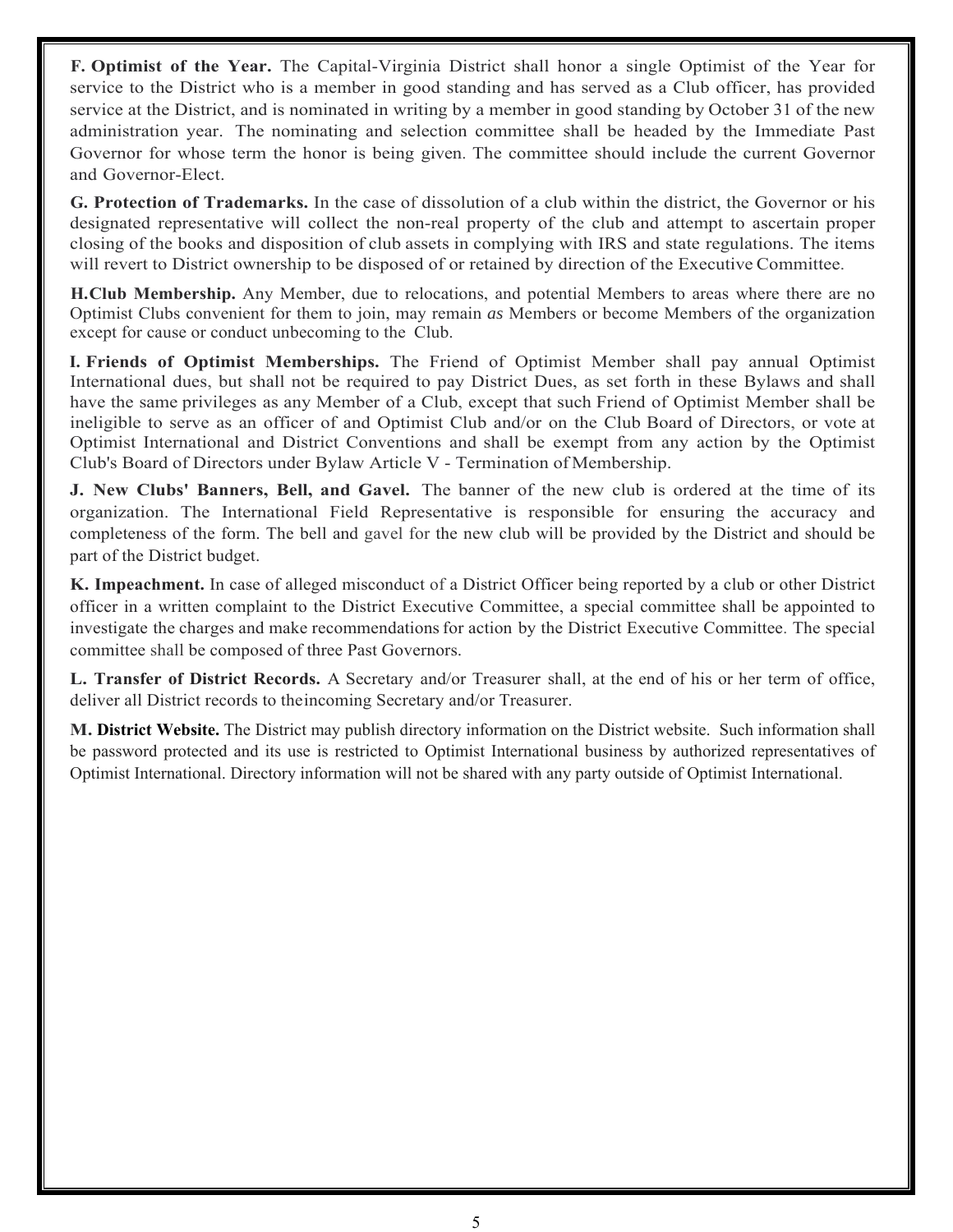**F. Optimist of the Year.** The Capital-Virginia District shall honor a single Optimist of the Year for service to the District who is a member in good standing and has served as a Club officer, has provided service at the District, and is nominated in writing by a member in good standing by October 31 of the new administration year. The nominating and selection committee shall be headed by the Immediate Past Governor for whose term the honor is being given. The committee should include the current Governor and Governor-Elect.

**G. Protection of Trademarks.** In the case of dissolution of a club within the district, the Governor or his designated representative will collect the non-real property of the club and attempt to ascertain proper closing of the books and disposition of club assets in complying with IRS and state regulations. The items will revert to District ownership to be disposed of or retained by direction of the Executive Committee.

**H.Club Membership.** Any Member, due to relocations, and potential Members to areas where there are no Optimist Clubs convenient for them to join, may remain *as* Members or become Members of the organization except for cause or conduct unbecoming to the Club.

**I. Friends of Optimist Memberships.** The Friend of Optimist Member shall pay annual Optimist International dues, but shall not be required to pay District Dues, as set forth in these Bylaws and shall have the same privileges as any Member of a Club, except that such Friend of Optimist Member shall be ineligible to serve as an officer of and Optimist Club and/or on the Club Board of Directors, or vote at Optimist International and District Conventions and shall be exempt from any action by the Optimist Club's Board of Directors under Bylaw Article V - Termination of Membership.

**J. New Clubs' Banners, Bell, and Gavel.** The banner of the new club is ordered at the time of its organization. The International Field Representative is responsible for ensuring the accuracy and completeness of the form. The bell and gavel for the new club will be provided by the District and should be part of the District budget.

**K. Impeachment.** In case of alleged misconduct of a District Officer being reported by a club or other District officer in a written complaint to the District Executive Committee, a special committee shall be appointed to investigate the charges and make recommendations for action by the District Executive Committee. The special committee shall be composed of three Past Governors.

**L. Transfer of District Records.** A Secretary and/or Treasurer shall, at the end of his or her term of office, deliver all District records to theincoming Secretary and/or Treasurer.

**M. District Website.** The District may publish directory information on the District website. Such information shall be password protected and its use is restricted to Optimist International business by authorized representatives of Optimist International. Directory information will not be shared with any party outside of Optimist International.